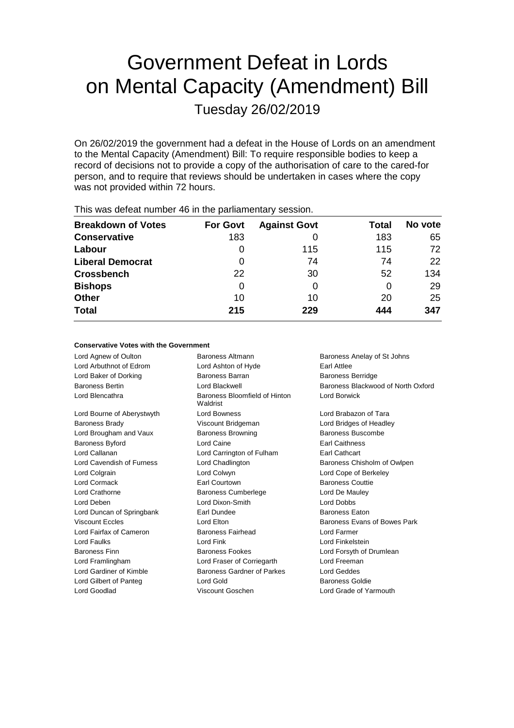# Government Defeat in Lords on Mental Capacity (Amendment) Bill

Tuesday 26/02/2019

On 26/02/2019 the government had a defeat in the House of Lords on an amendment to the Mental Capacity (Amendment) Bill: To require responsible bodies to keep a record of decisions not to provide a copy of the authorisation of care to the cared-for person, and to require that reviews should be undertaken in cases where the copy was not provided within 72 hours.

This was defeat number 46 in the parliamentary session.

| Breakdown of Votes | For Govt | Against Govt | Total | No vote |
|---|---|---|---|---|
| **Conservative** | 183 | 0 | 183 | 65 |
| **Labour** | 0 | 115 | 115 | 72 |
| **Liberal Democrat** | 0 | 74 | 74 | 22 |
| **Crossbench** | 22 | 30 | 52 | 134 |
| **Bishops** | 0 | 0 | 0 | 29 |
| **Other** | 10 | 10 | 20 | 25 |
| **Total** | **215** | **229** | **444** | **347** |

### Conservative Votes with the Government

| | | |
|---|---|---|
| Lord Agnew of Oulton | Baroness Altmann | Baroness Anelay of St Johns |
| Lord Arbuthnot of Edrom | Lord Ashton of Hyde | Earl Attlee |
| Lord Baker of Dorking | Baroness Barran | Baroness Berridge |
| Baroness Bertin | Lord Blackwell | Baroness Blackwood of North Oxford |
| Lord Blencathra | Baroness Bloomfield of Hinton Waldrist | Lord Borwick |
| Lord Bourne of Aberystwyth | Lord Bowness | Lord Brabazon of Tara |
| Baroness Brady | Viscount Bridgeman | Lord Bridges of Headley |
| Lord Brougham and Vaux | Baroness Browning | Baroness Buscombe |
| Baroness Byford | Lord Caine | Earl Caithness |
| Lord Callanan | Lord Carrington of Fulham | Earl Cathcart |
| Lord Cavendish of Furness | Lord Chadlington | Baroness Chisholm of Owlpen |
| Lord Colgrain | Lord Colwyn | Lord Cope of Berkeley |
| Lord Cormack | Earl Courtown | Baroness Couttie |
| Lord Crathorne | Baroness Cumberlege | Lord De Mauley |
| Lord Deben | Lord Dixon-Smith | Lord Dobbs |
| Lord Duncan of Springbank | Earl Dundee | Baroness Eaton |
| Viscount Eccles | Lord Elton | Baroness Evans of Bowes Park |
| Lord Fairfax of Cameron | Baroness Fairhead | Lord Farmer |
| Lord Faulks | Lord Fink | Lord Finkelstein |
| Baroness Finn | Baroness Fookes | Lord Forsyth of Drumlean |
| Lord Framlingham | Lord Fraser of Corriegarth | Lord Freeman |
| Lord Gardiner of Kimble | Baroness Gardner of Parkes | Lord Geddes |
| Lord Gilbert of Panteg | Lord Gold | Baroness Goldie |
| Lord Goodlad | Viscount Goschen | Lord Grade of Yarmouth |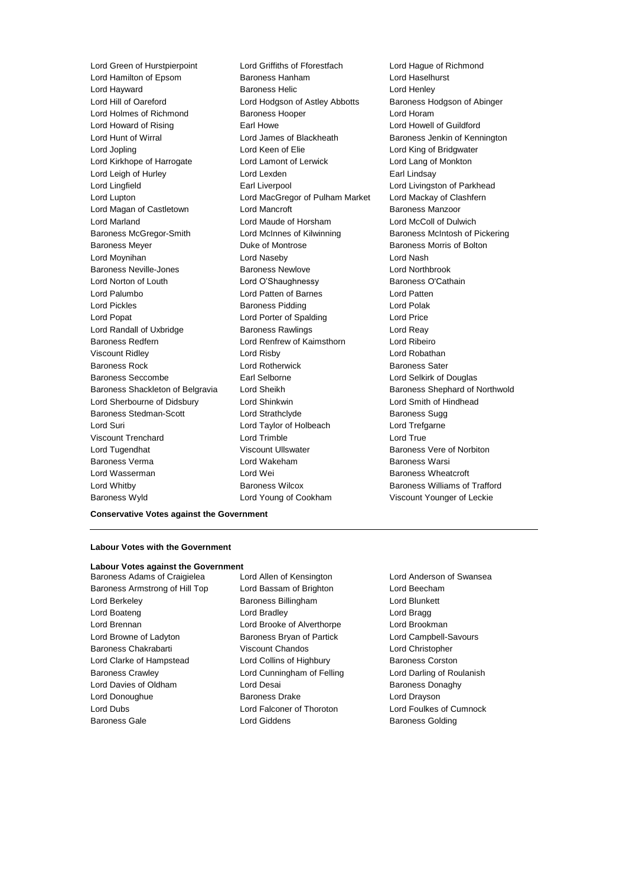Lord Green of Hurstpierpoint
Lord Griffiths of Fforestfach
Lord Hague of Richmond
Lord Hamilton of Epsom
Baroness Hanham
Lord Haselhurst
Lord Hayward
Baroness Helic
Lord Henley
Lord Hill of Oareford
Lord Hodgson of Astley Abbotts
Baroness Hodgson of Abinger
Lord Holmes of Richmond
Baroness Hooper
Lord Horam
Lord Howard of Rising
Earl Howe
Lord Howell of Guildford
Lord Hunt of Wirral
Lord James of Blackheath
Baroness Jenkin of Kennington
Lord Jopling
Lord Keen of Elie
Lord King of Bridgwater
Lord Kirkhope of Harrogate
Lord Lamont of Lerwick
Lord Lang of Monkton
Lord Leigh of Hurley
Lord Lexden
Earl Lindsay
Lord Lingfield
Earl Liverpool
Lord Livingston of Parkhead
Lord Lupton
Lord MacGregor of Pulham Market
Lord Mackay of Clashfern
Lord Magan of Castletown
Lord Mancroft
Baroness Manzoor
Lord Marland
Lord Maude of Horsham
Lord McColl of Dulwich
Baroness McGregor-Smith
Lord McInnes of Kilwinning
Baroness McIntosh of Pickering
Baroness Meyer
Duke of Montrose
Baroness Morris of Bolton
Lord Moynihan
Lord Naseby
Lord Nash
Baroness Neville-Jones
Baroness Newlove
Lord Northbrook
Lord Norton of Louth
Lord O'Shaughnessy
Baroness O'Cathain
Lord Palumbo
Lord Patten of Barnes
Lord Patten
Lord Pickles
Baroness Pidding
Lord Polak
Lord Popat
Lord Porter of Spalding
Lord Price
Lord Randall of Uxbridge
Baroness Rawlings
Lord Reay
Baroness Redfern
Lord Renfrew of Kaimsthorn
Lord Ribeiro
Viscount Ridley
Lord Risby
Lord Robathan
Baroness Rock
Lord Rotherwick
Baroness Sater
Baroness Seccombe
Earl Selborne
Lord Selkirk of Douglas
Baroness Shackleton of Belgravia
Lord Sheikh
Baroness Shephard of Northwold
Lord Sherbourne of Didsbury
Lord Shinkwin
Lord Smith of Hindhead
Baroness Stedman-Scott
Lord Strathclyde
Baroness Sugg
Lord Suri
Lord Taylor of Holbeach
Lord Trefgarne
Viscount Trenchard
Lord Trimble
Lord True
Lord Tugendhat
Viscount Ullswater
Baroness Vere of Norbiton
Baroness Verma
Lord Wakeham
Baroness Warsi
Lord Wasserman
Lord Wei
Baroness Wheatcroft
Lord Whitby
Baroness Wilcox
Baroness Williams of Trafford
Baroness Wyld
Lord Young of Cookham
Viscount Younger of Leckie

**Conservative Votes against the Government**

---

**Labour Votes with the Government**

**Labour Votes against the Government**

Baroness Adams of Craigielea
Lord Allen of Kensington
Lord Anderson of Swansea
Baroness Armstrong of Hill Top
Lord Bassam of Brighton
Lord Beecham
Lord Berkeley
Baroness Billingham
Lord Blunkett
Lord Boateng
Lord Bradley
Lord Bragg
Lord Brennan
Lord Brooke of Alverthorpe
Lord Brookman
Lord Browne of Ladyton
Baroness Bryan of Partick
Lord Campbell-Savours
Baroness Chakrabarti
Viscount Chandos
Lord Christopher
Lord Clarke of Hampstead
Lord Collins of Highbury
Baroness Corston
Baroness Crawley
Lord Cunningham of Felling
Lord Darling of Roulanish
Lord Davies of Oldham
Lord Desai
Baroness Donaghy
Lord Donoughue
Baroness Drake
Lord Drayson
Lord Dubs
Lord Falconer of Thoroton
Lord Foulkes of Cumnock
Baroness Gale
Lord Giddens
Baroness Golding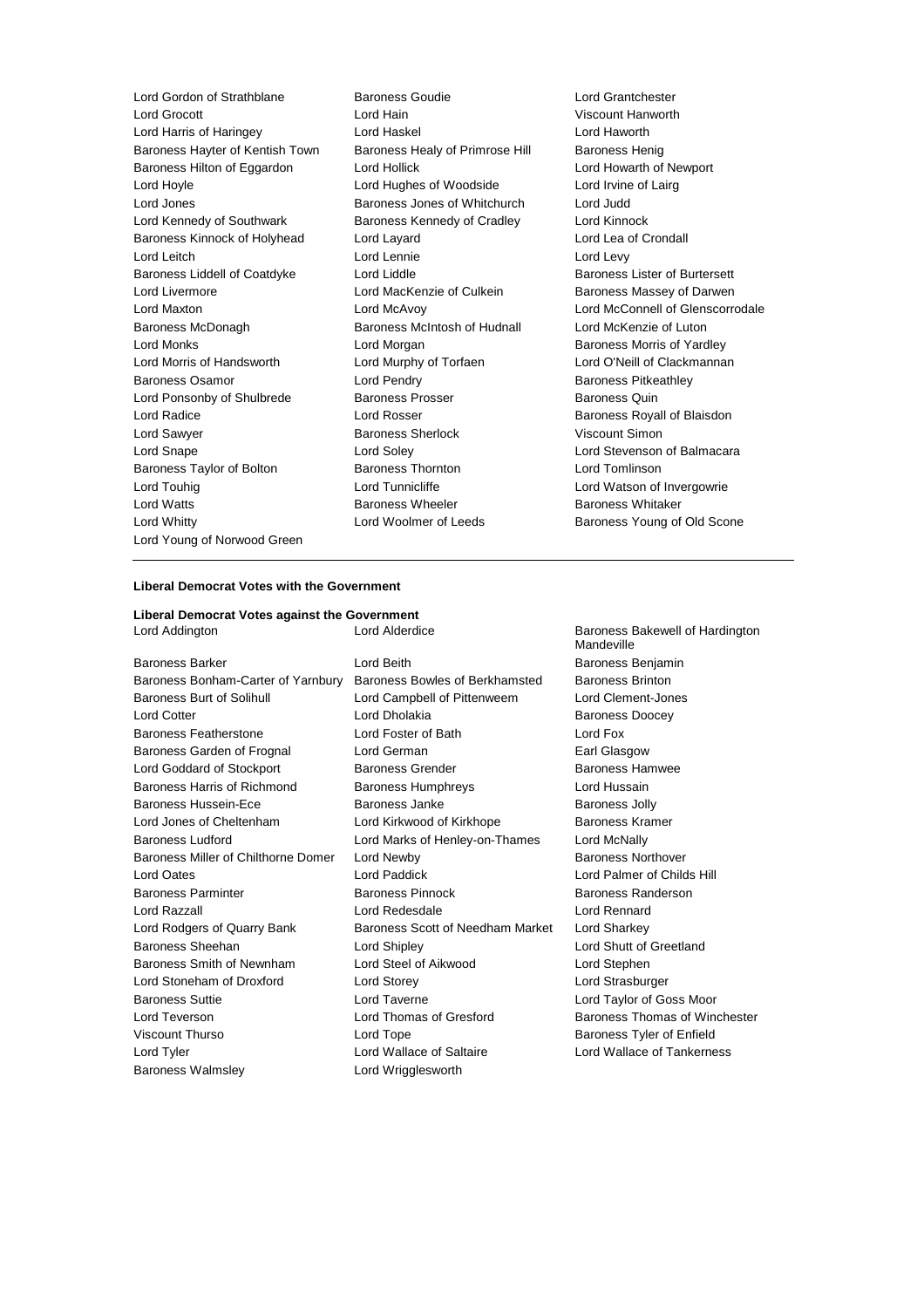Lord Gordon of Strathblane
Baroness Goudie
Lord Grantchester
Lord Grocott
Lord Hain
Viscount Hanworth
Lord Harris of Haringey
Lord Haskel
Lord Haworth
Baroness Hayter of Kentish Town
Baroness Healy of Primrose Hill
Baroness Henig
Baroness Hilton of Eggardon
Lord Hollick
Lord Howarth of Newport
Lord Hoyle
Lord Hughes of Woodside
Lord Irvine of Lairg
Lord Jones
Baroness Jones of Whitchurch
Lord Judd
Lord Kennedy of Southwark
Baroness Kennedy of Cradley
Lord Kinnock
Baroness Kinnock of Holyhead
Lord Layard
Lord Lea of Crondall
Lord Leitch
Lord Lennie
Lord Levy
Baroness Liddell of Coatdyke
Lord Liddle
Baroness Lister of Burtersett
Lord Livermore
Lord MacKenzie of Culkein
Baroness Massey of Darwen
Lord Maxton
Lord McAvoy
Lord McConnell of Glenscorrodale
Baroness McDonagh
Baroness McIntosh of Hudnall
Lord McKenzie of Luton
Lord Monks
Lord Morgan
Baroness Morris of Yardley
Lord Morris of Handsworth
Lord Murphy of Torfaen
Lord O'Neill of Clackmannan
Baroness Osamor
Lord Pendry
Baroness Pitkeathley
Lord Ponsonby of Shulbrede
Baroness Prosser
Baroness Quin
Lord Radice
Lord Rosser
Baroness Royall of Blaisdon
Lord Sawyer
Baroness Sherlock
Viscount Simon
Lord Snape
Lord Soley
Lord Stevenson of Balmacara
Baroness Taylor of Bolton
Baroness Thornton
Lord Tomlinson
Lord Touhig
Lord Tunnicliffe
Lord Watson of Invergowrie
Lord Watts
Baroness Wheeler
Baroness Whitaker
Lord Whitty
Lord Woolmer of Leeds
Baroness Young of Old Scone
Lord Young of Norwood Green

**Liberal Democrat Votes with the Government**

**Liberal Democrat Votes against the Government**

Lord Addington
Lord Alderdice
Baroness Bakewell of Hardington Mandeville
Baroness Barker
Lord Beith
Baroness Benjamin
Baroness Bonham-Carter of Yarnbury
Baroness Bowles of Berkhamsted
Baroness Brinton
Baroness Burt of Solihull
Lord Campbell of Pittenweem
Lord Clement-Jones
Lord Cotter
Lord Dholakia
Baroness Doocey
Baroness Featherstone
Lord Foster of Bath
Lord Fox
Baroness Garden of Frognal
Lord German
Earl Glasgow
Lord Goddard of Stockport
Baroness Grender
Baroness Hamwee
Baroness Harris of Richmond
Baroness Humphreys
Lord Hussain
Baroness Hussein-Ece
Baroness Janke
Baroness Jolly
Lord Jones of Cheltenham
Lord Kirkwood of Kirkhope
Baroness Kramer
Baroness Ludford
Lord Marks of Henley-on-Thames
Lord McNally
Baroness Miller of Chilthorne Domer
Lord Newby
Baroness Northover
Lord Oates
Lord Paddick
Lord Palmer of Childs Hill
Baroness Parminter
Baroness Pinnock
Baroness Randerson
Lord Razzall
Lord Redesdale
Lord Rennard
Lord Rodgers of Quarry Bank
Baroness Scott of Needham Market
Lord Sharkey
Baroness Sheehan
Lord Shipley
Lord Shutt of Greetland
Baroness Smith of Newnham
Lord Steel of Aikwood
Lord Stephen
Lord Stoneham of Droxford
Lord Storey
Lord Strasburger
Baroness Suttie
Lord Taverne
Lord Taylor of Goss Moor
Lord Teverson
Lord Thomas of Gresford
Baroness Thomas of Winchester
Viscount Thurso
Lord Tope
Baroness Tyler of Enfield
Lord Tyler
Lord Wallace of Saltaire
Lord Wallace of Tankerness
Baroness Walmsley
Lord Wrigglesworth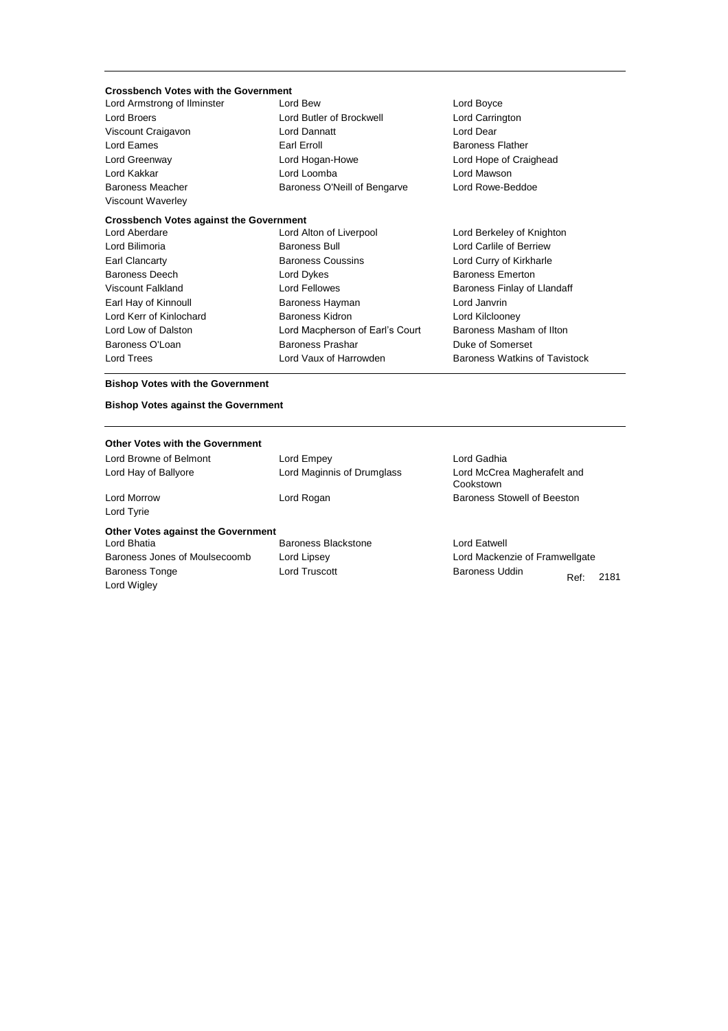**Crossbench Votes with the Government**

| | | |
|---|---|---|
| Lord Armstrong of Ilminster | Lord Bew | Lord Boyce |
| Lord Broers | Lord Butler of Brockwell | Lord Carrington |
| Viscount Craigavon | Lord Dannatt | Lord Dear |
| Lord Eames | Earl Erroll | Baroness Flather |
| Lord Greenway | Lord Hogan-Howe | Lord Hope of Craighead |
| Lord Kakkar | Lord Loomba | Lord Mawson |
| Baroness Meacher | Baroness O'Neill of Bengarve | Lord Rowe-Beddoe |
| Viscount Waverley | | |

**Crossbench Votes against the Government**

| | | |
|---|---|---|
| Lord Aberdare | Lord Alton of Liverpool | Lord Berkeley of Knighton |
| Lord Bilimoria | Baroness Bull | Lord Carlile of Berriew |
| Earl Clancarty | Baroness Coussins | Lord Curry of Kirkharle |
| Baroness Deech | Lord Dykes | Baroness Emerton |
| Viscount Falkland | Lord Fellowes | Baroness Finlay of Llandaff |
| Earl Hay of Kinnoull | Baroness Hayman | Lord Janvrin |
| Lord Kerr of Kinlochard | Baroness Kidron | Lord Kilclooney |
| Lord Low of Dalston | Lord Macpherson of Earl's Court | Baroness Masham of Ilton |
| Baroness O'Loan | Baroness Prashar | Duke of Somerset |
| Lord Trees | Lord Vaux of Harrowden | Baroness Watkins of Tavistock |

**Bishop Votes with the Government**

**Bishop Votes against the Government**

**Other Votes with the Government**

| | | |
|---|---|---|
| Lord Browne of Belmont | Lord Empey | Lord Gadhia |
| Lord Hay of Ballyore | Lord Maginnis of Drumglass | Lord McCrea Magherafelt and Cookstown |
| Lord Morrow | Lord Rogan | Baroness Stowell of Beeston |
| Lord Tyrie | | |

**Other Votes against the Government**

| | | |
|---|---|---|
| Lord Bhatia | Baroness Blackstone | Lord Eatwell |
| Baroness Jones of Moulsecoomb | Lord Lipsey | Lord Mackenzie of Framwellgate |
| Baroness Tonge | Lord Truscott | Baroness Uddin |
| Lord Wigley | | |

Ref: 2181